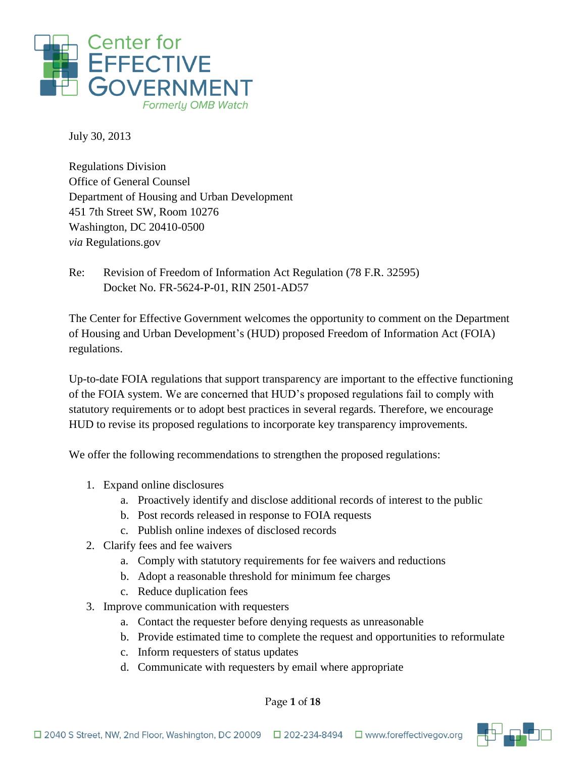Center for
EFFECTIVE
GOVERNMENT
*Formerly OMB Watch*

July 30, 2013

Regulations Division
Office of General Counsel
Department of Housing and Urban Development
451 7th Street SW, Room 10276
Washington, DC 20410-0500
*via* Regulations.gov

Re: Revision of Freedom of Information Act Regulation (78 F.R. 32595)
Docket No. FR-5624-P-01, RIN 2501-AD57

The Center for Effective Government welcomes the opportunity to comment on the Department of Housing and Urban Development's (HUD) proposed Freedom of Information Act (FOIA) regulations.

Up-to-date FOIA regulations that support transparency are important to the effective functioning of the FOIA system. We are concerned that HUD's proposed regulations fail to comply with statutory requirements or to adopt best practices in several regards. Therefore, we encourage HUD to revise its proposed regulations to incorporate key transparency improvements.

We offer the following recommendations to strengthen the proposed regulations:

1. Expand online disclosures
   a. Proactively identify and disclose additional records of interest to the public
   b. Post records released in response to FOIA requests
   c. Publish online indexes of disclosed records
2. Clarify fees and fee waivers
   a. Comply with statutory requirements for fee waivers and reductions
   b. Adopt a reasonable threshold for minimum fee charges
   c. Reduce duplication fees
3. Improve communication with requesters
   a. Contact the requester before denying requests as unreasonable
   b. Provide estimated time to complete the request and opportunities to reformulate
   c. Inform requesters of status updates
   d. Communicate with requesters by email where appropriate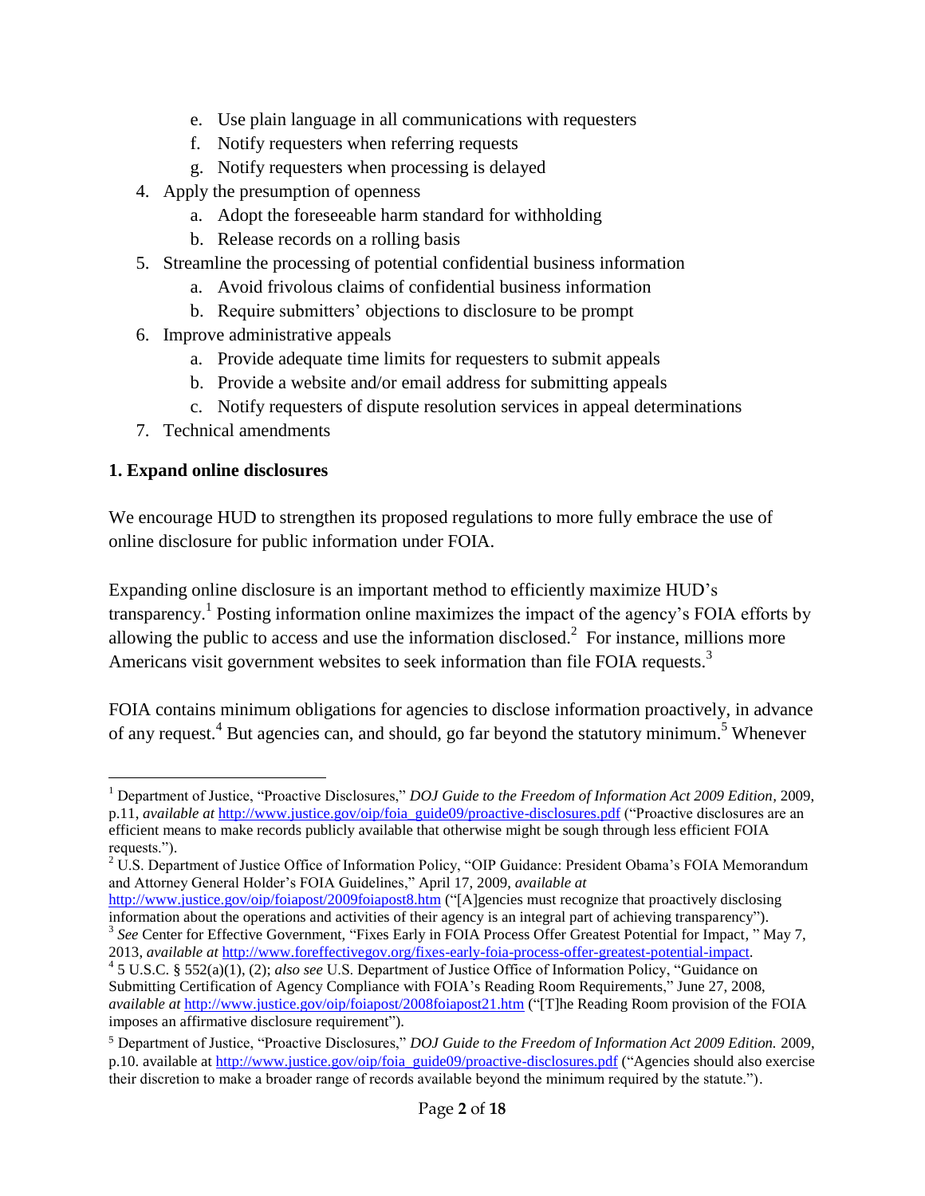e. Use plain language in all communications with requesters
   f. Notify requesters when referring requests
   g. Notify requesters when processing is delayed
4. Apply the presumption of openness
   a. Adopt the foreseeable harm standard for withholding
   b. Release records on a rolling basis
5. Streamline the processing of potential confidential business information
   a. Avoid frivolous claims of confidential business information
   b. Require submitters' objections to disclosure to be prompt
6. Improve administrative appeals
   a. Provide adequate time limits for requesters to submit appeals
   b. Provide a website and/or email address for submitting appeals
   c. Notify requesters of dispute resolution services in appeal determinations
7. Technical amendments

**1. Expand online disclosures**

We encourage HUD to strengthen its proposed regulations to more fully embrace the use of online disclosure for public information under FOIA.

Expanding online disclosure is an important method to efficiently maximize HUD's transparency.[1] Posting information online maximizes the impact of the agency's FOIA efforts by allowing the public to access and use the information disclosed.[2] For instance, millions more Americans visit government websites to seek information than file FOIA requests.[3]

FOIA contains minimum obligations for agencies to disclose information proactively, in advance of any request.[4] But agencies can, and should, go far beyond the statutory minimum.[5] Whenever

---

[1] Department of Justice, "Proactive Disclosures," *DOJ Guide to the Freedom of Information Act 2009 Edition*, 2009, p.11, *available at* http://www.justice.gov/oip/foia_guide09/proactive-disclosures.pdf ("Proactive disclosures are an efficient means to make records publicly available that otherwise might be sough through less efficient FOIA requests.").

[2] U.S. Department of Justice Office of Information Policy, "OIP Guidance: President Obama's FOIA Memorandum and Attorney General Holder's FOIA Guidelines," April 17, 2009, *available at* http://www.justice.gov/oip/foiapost/2009foiapost8.htm ("[A]gencies must recognize that proactively disclosing information about the operations and activities of their agency is an integral part of achieving transparency").

[3] *See* Center for Effective Government, "Fixes Early in FOIA Process Offer Greatest Potential for Impact, " May 7, 2013, *available at* http://www.foreffectivegov.org/fixes-early-foia-process-offer-greatest-potential-impact.

[4] 5 U.S.C. § 552(a)(1), (2); *also see* U.S. Department of Justice Office of Information Policy, "Guidance on Submitting Certification of Agency Compliance with FOIA's Reading Room Requirements," June 27, 2008, *available at* http://www.justice.gov/oip/foiapost/2008foiapost21.htm ("[T]he Reading Room provision of the FOIA imposes an affirmative disclosure requirement").

[5] Department of Justice, "Proactive Disclosures," *DOJ Guide to the Freedom of Information Act 2009 Edition.* 2009, p.10. available at http://www.justice.gov/oip/foia_guide09/proactive-disclosures.pdf ("Agencies should also exercise their discretion to make a broader range of records available beyond the minimum required by the statute.").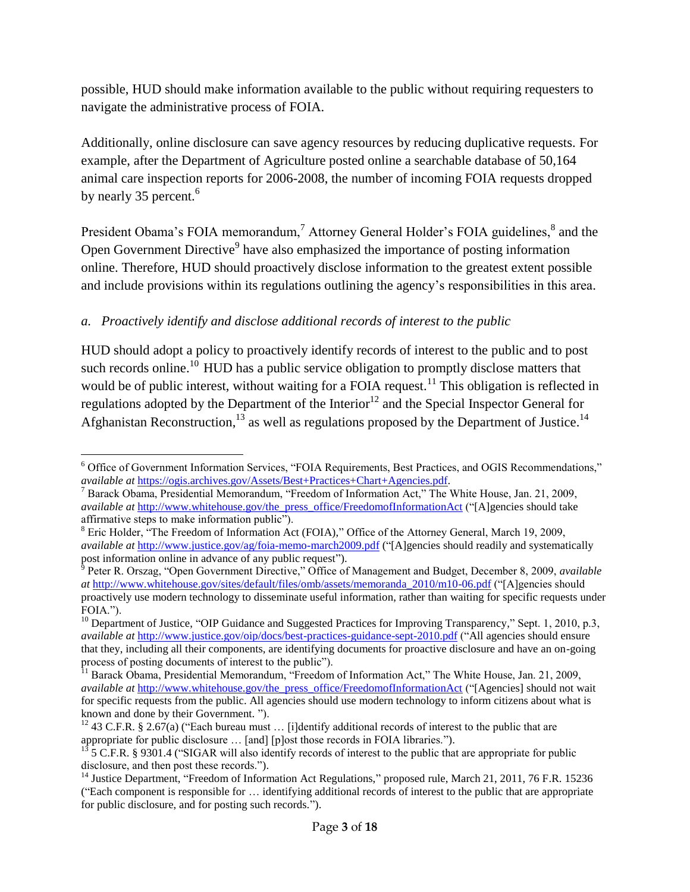possible, HUD should make information available to the public without requiring requesters to navigate the administrative process of FOIA.

Additionally, online disclosure can save agency resources by reducing duplicative requests. For example, after the Department of Agriculture posted online a searchable database of 50,164 animal care inspection reports for 2006-2008, the number of incoming FOIA requests dropped by nearly 35 percent.[6]

President Obama's FOIA memorandum,[7] Attorney General Holder's FOIA guidelines,[8] and the Open Government Directive[9] have also emphasized the importance of posting information online. Therefore, HUD should proactively disclose information to the greatest extent possible and include provisions within its regulations outlining the agency's responsibilities in this area.

*a. Proactively identify and disclose additional records of interest to the public*

HUD should adopt a policy to proactively identify records of interest to the public and to post such records online.[10] HUD has a public service obligation to promptly disclose matters that would be of public interest, without waiting for a FOIA request.[11] This obligation is reflected in regulations adopted by the Department of the Interior[12] and the Special Inspector General for Afghanistan Reconstruction,[13] as well as regulations proposed by the Department of Justice.[14]

---

[6] Office of Government Information Services, "FOIA Requirements, Best Practices, and OGIS Recommendations," *available at* https://ogis.archives.gov/Assets/Best+Practices+Chart+Agencies.pdf.

[7] Barack Obama, Presidential Memorandum, "Freedom of Information Act," The White House, Jan. 21, 2009, *available at* http://www.whitehouse.gov/the_press_office/FreedomofInformationAct ("[A]gencies should take affirmative steps to make information public").

[8] Eric Holder, "The Freedom of Information Act (FOIA)," Office of the Attorney General, March 19, 2009, *available at* http://www.justice.gov/ag/foia-memo-march2009.pdf ("[A]gencies should readily and systematically post information online in advance of any public request").

[9] Peter R. Orszag, "Open Government Directive," Office of Management and Budget, December 8, 2009, *available at* http://www.whitehouse.gov/sites/default/files/omb/assets/memoranda_2010/m10-06.pdf ("[A]gencies should proactively use modern technology to disseminate useful information, rather than waiting for specific requests under FOIA.").

[10] Department of Justice, "OIP Guidance and Suggested Practices for Improving Transparency," Sept. 1, 2010, p.3, *available at* http://www.justice.gov/oip/docs/best-practices-guidance-sept-2010.pdf ("All agencies should ensure that they, including all their components, are identifying documents for proactive disclosure and have an on-going process of posting documents of interest to the public").

[11] Barack Obama, Presidential Memorandum, "Freedom of Information Act," The White House, Jan. 21, 2009, *available at* http://www.whitehouse.gov/the_press_office/FreedomofInformationAct ("[Agencies] should not wait for specific requests from the public. All agencies should use modern technology to inform citizens about what is known and done by their Government. ").

[12] 43 C.F.R. § 2.67(a) ("Each bureau must … [i]dentify additional records of interest to the public that are appropriate for public disclosure … [and] [p]ost those records in FOIA libraries.").

[13] 5 C.F.R. § 9301.4 ("SIGAR will also identify records of interest to the public that are appropriate for public disclosure, and then post these records.").

[14] Justice Department, "Freedom of Information Act Regulations," proposed rule, March 21, 2011, 76 F.R. 15236 ("Each component is responsible for … identifying additional records of interest to the public that are appropriate for public disclosure, and for posting such records.").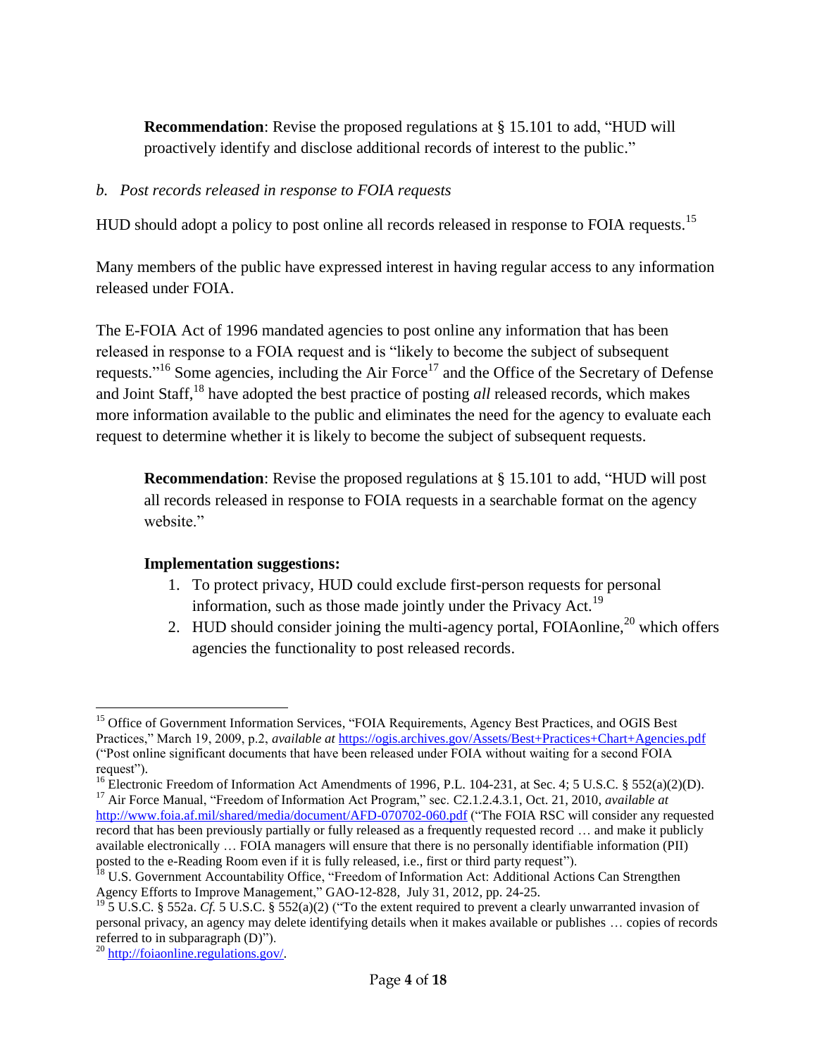**Recommendation**: Revise the proposed regulations at § 15.101 to add, "HUD will proactively identify and disclose additional records of interest to the public."

*b. Post records released in response to FOIA requests*

HUD should adopt a policy to post online all records released in response to FOIA requests.[15]

Many members of the public have expressed interest in having regular access to any information released under FOIA.

The E-FOIA Act of 1996 mandated agencies to post online any information that has been released in response to a FOIA request and is "likely to become the subject of subsequent requests."[16] Some agencies, including the Air Force[17] and the Office of the Secretary of Defense and Joint Staff,[18] have adopted the best practice of posting *all* released records, which makes more information available to the public and eliminates the need for the agency to evaluate each request to determine whether it is likely to become the subject of subsequent requests.

**Recommendation**: Revise the proposed regulations at § 15.101 to add, "HUD will post all records released in response to FOIA requests in a searchable format on the agency website."

**Implementation suggestions:**

1. To protect privacy, HUD could exclude first-person requests for personal information, such as those made jointly under the Privacy Act.[19]
2. HUD should consider joining the multi-agency portal, FOIAonline,[20] which offers agencies the functionality to post released records.

---

[15] Office of Government Information Services, "FOIA Requirements, Agency Best Practices, and OGIS Best Practices," March 19, 2009, p.2, *available at* https://ogis.archives.gov/Assets/Best+Practices+Chart+Agencies.pdf ("Post online significant documents that have been released under FOIA without waiting for a second FOIA request").

[16] Electronic Freedom of Information Act Amendments of 1996, P.L. 104-231, at Sec. 4; 5 U.S.C. § 552(a)(2)(D).

[17] Air Force Manual, "Freedom of Information Act Program," sec. C2.1.2.4.3.1, Oct. 21, 2010, *available at* http://www.foia.af.mil/shared/media/document/AFD-070702-060.pdf ("The FOIA RSC will consider any requested record that has been previously partially or fully released as a frequently requested record … and make it publicly available electronically … FOIA managers will ensure that there is no personally identifiable information (PII) posted to the e-Reading Room even if it is fully released, i.e., first or third party request").

[18] U.S. Government Accountability Office, "Freedom of Information Act: Additional Actions Can Strengthen Agency Efforts to Improve Management," GAO-12-828, July 31, 2012, pp. 24-25.

[19] 5 U.S.C. § 552a. *Cf.* 5 U.S.C. § 552(a)(2) ("To the extent required to prevent a clearly unwarranted invasion of personal privacy, an agency may delete identifying details when it makes available or publishes … copies of records referred to in subparagraph (D)").

[20] http://foiaonline.regulations.gov/.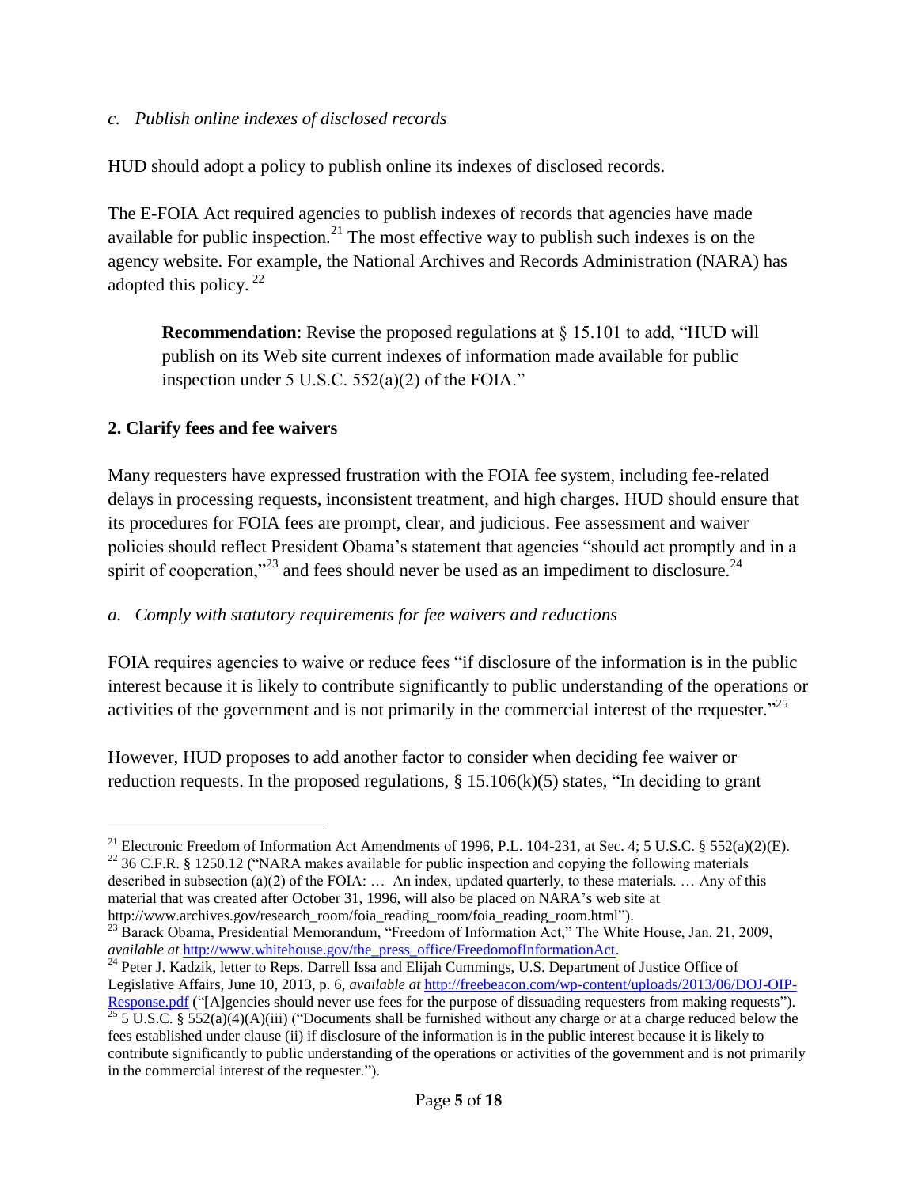*c. Publish online indexes of disclosed records*

HUD should adopt a policy to publish online its indexes of disclosed records.

The E-FOIA Act required agencies to publish indexes of records that agencies have made available for public inspection.[21] The most effective way to publish such indexes is on the agency website. For example, the National Archives and Records Administration (NARA) has adopted this policy.[22]

> **Recommendation**: Revise the proposed regulations at § 15.101 to add, "HUD will publish on its Web site current indexes of information made available for public inspection under 5 U.S.C. 552(a)(2) of the FOIA."

**2. Clarify fees and fee waivers**

Many requesters have expressed frustration with the FOIA fee system, including fee-related delays in processing requests, inconsistent treatment, and high charges. HUD should ensure that its procedures for FOIA fees are prompt, clear, and judicious. Fee assessment and waiver policies should reflect President Obama's statement that agencies "should act promptly and in a spirit of cooperation,"[23] and fees should never be used as an impediment to disclosure.[24]

*a. Comply with statutory requirements for fee waivers and reductions*

FOIA requires agencies to waive or reduce fees "if disclosure of the information is in the public interest because it is likely to contribute significantly to public understanding of the operations or activities of the government and is not primarily in the commercial interest of the requester."[25]

However, HUD proposes to add another factor to consider when deciding fee waiver or reduction requests. In the proposed regulations, § 15.106(k)(5) states, "In deciding to grant

---

[21] Electronic Freedom of Information Act Amendments of 1996, P.L. 104-231, at Sec. 4; 5 U.S.C. § 552(a)(2)(E).

[22] 36 C.F.R. § 1250.12 ("NARA makes available for public inspection and copying the following materials described in subsection (a)(2) of the FOIA: … An index, updated quarterly, to these materials. … Any of this material that was created after October 31, 1996, will also be placed on NARA's web site at http://www.archives.gov/research_room/foia_reading_room/foia_reading_room.html").

[23] Barack Obama, Presidential Memorandum, "Freedom of Information Act," The White House, Jan. 21, 2009, *available at* http://www.whitehouse.gov/the_press_office/FreedomofInformationAct.

[24] Peter J. Kadzik, letter to Reps. Darrell Issa and Elijah Cummings, U.S. Department of Justice Office of Legislative Affairs, June 10, 2013, p. 6, *available at* http://freebeacon.com/wp-content/uploads/2013/06/DOJ-OIP-Response.pdf ("[A]gencies should never use fees for the purpose of dissuading requesters from making requests").

[25] 5 U.S.C. § 552(a)(4)(A)(iii) ("Documents shall be furnished without any charge or at a charge reduced below the fees established under clause (ii) if disclosure of the information is in the public interest because it is likely to contribute significantly to public understanding of the operations or activities of the government and is not primarily in the commercial interest of the requester.").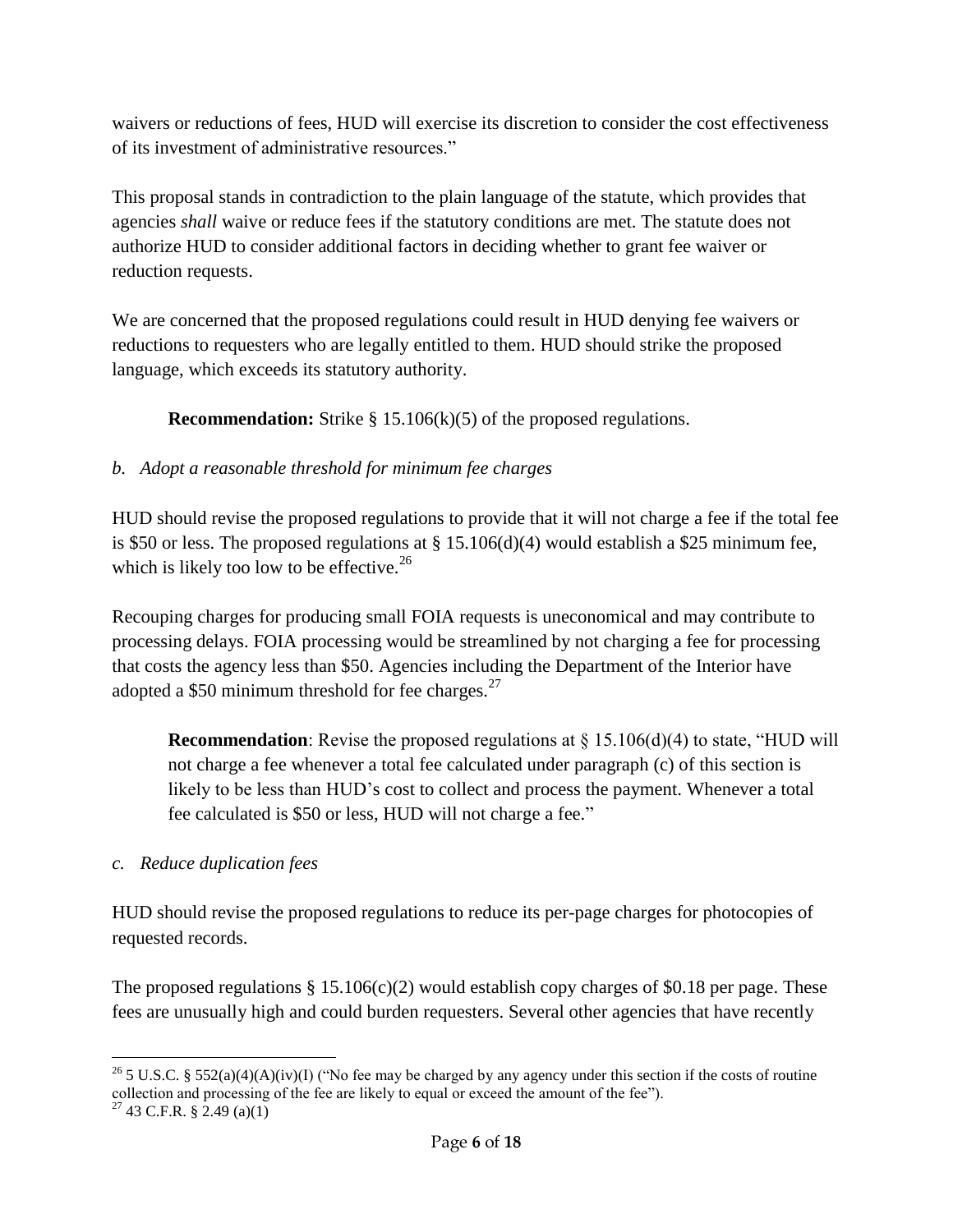waivers or reductions of fees, HUD will exercise its discretion to consider the cost effectiveness of its investment of administrative resources."

This proposal stands in contradiction to the plain language of the statute, which provides that agencies *shall* waive or reduce fees if the statutory conditions are met. The statute does not authorize HUD to consider additional factors in deciding whether to grant fee waiver or reduction requests.

We are concerned that the proposed regulations could result in HUD denying fee waivers or reductions to requesters who are legally entitled to them. HUD should strike the proposed language, which exceeds its statutory authority.

> **Recommendation:** Strike § 15.106(k)(5) of the proposed regulations.

*b. Adopt a reasonable threshold for minimum fee charges*

HUD should revise the proposed regulations to provide that it will not charge a fee if the total fee is $50 or less. The proposed regulations at § 15.106(d)(4) would establish a $25 minimum fee, which is likely too low to be effective.[26]

Recouping charges for producing small FOIA requests is uneconomical and may contribute to processing delays. FOIA processing would be streamlined by not charging a fee for processing that costs the agency less than $50. Agencies including the Department of the Interior have adopted a $50 minimum threshold for fee charges.[27]

> **Recommendation**: Revise the proposed regulations at § 15.106(d)(4) to state, "HUD will not charge a fee whenever a total fee calculated under paragraph (c) of this section is likely to be less than HUD's cost to collect and process the payment. Whenever a total fee calculated is $50 or less, HUD will not charge a fee."

*c. Reduce duplication fees*

HUD should revise the proposed regulations to reduce its per-page charges for photocopies of requested records.

The proposed regulations § 15.106(c)(2) would establish copy charges of $0.18 per page. These fees are unusually high and could burden requesters. Several other agencies that have recently

---

[26] 5 U.S.C. § 552(a)(4)(A)(iv)(I) ("No fee may be charged by any agency under this section if the costs of routine collection and processing of the fee are likely to equal or exceed the amount of the fee").

[27] 43 C.F.R. § 2.49 (a)(1)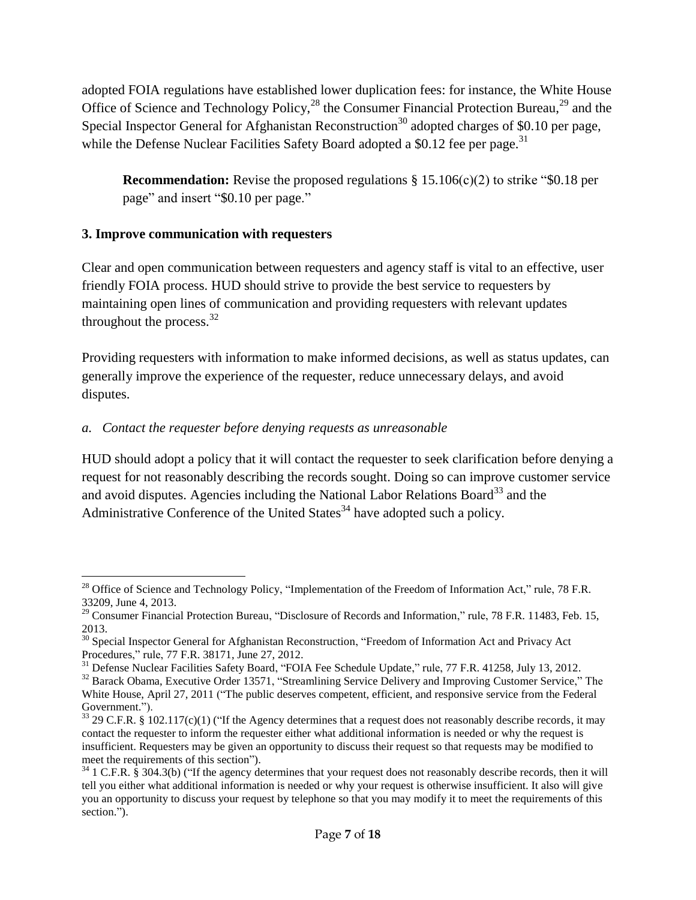adopted FOIA regulations have established lower duplication fees: for instance, the White House Office of Science and Technology Policy,[28] the Consumer Financial Protection Bureau,[29] and the Special Inspector General for Afghanistan Reconstruction[30] adopted charges of $0.10 per page, while the Defense Nuclear Facilities Safety Board adopted a $0.12 fee per page.[31]

> **Recommendation:** Revise the proposed regulations § 15.106(c)(2) to strike "$0.18 per page" and insert "$0.10 per page."

### 3. Improve communication with requesters

Clear and open communication between requesters and agency staff is vital to an effective, user friendly FOIA process. HUD should strive to provide the best service to requesters by maintaining open lines of communication and providing requesters with relevant updates throughout the process.[32]

Providing requesters with information to make informed decisions, as well as status updates, can generally improve the experience of the requester, reduce unnecessary delays, and avoid disputes.

#### *a. Contact the requester before denying requests as unreasonable*

HUD should adopt a policy that it will contact the requester to seek clarification before denying a request for not reasonably describing the records sought. Doing so can improve customer service and avoid disputes. Agencies including the National Labor Relations Board[33] and the Administrative Conference of the United States[34] have adopted such a policy.

---

[28] Office of Science and Technology Policy, "Implementation of the Freedom of Information Act," rule, 78 F.R. 33209, June 4, 2013.

[29] Consumer Financial Protection Bureau, "Disclosure of Records and Information," rule, 78 F.R. 11483, Feb. 15, 2013.

[30] Special Inspector General for Afghanistan Reconstruction, "Freedom of Information Act and Privacy Act Procedures," rule, 77 F.R. 38171, June 27, 2012.

[31] Defense Nuclear Facilities Safety Board, "FOIA Fee Schedule Update," rule, 77 F.R. 41258, July 13, 2012.

[32] Barack Obama, Executive Order 13571, "Streamlining Service Delivery and Improving Customer Service," The White House, April 27, 2011 ("The public deserves competent, efficient, and responsive service from the Federal Government.").

[33] 29 C.F.R. § 102.117(c)(1) ("If the Agency determines that a request does not reasonably describe records, it may contact the requester to inform the requester either what additional information is needed or why the request is insufficient. Requesters may be given an opportunity to discuss their request so that requests may be modified to meet the requirements of this section").

[34] 1 C.F.R. § 304.3(b) ("If the agency determines that your request does not reasonably describe records, then it will tell you either what additional information is needed or why your request is otherwise insufficient. It also will give you an opportunity to discuss your request by telephone so that you may modify it to meet the requirements of this section.").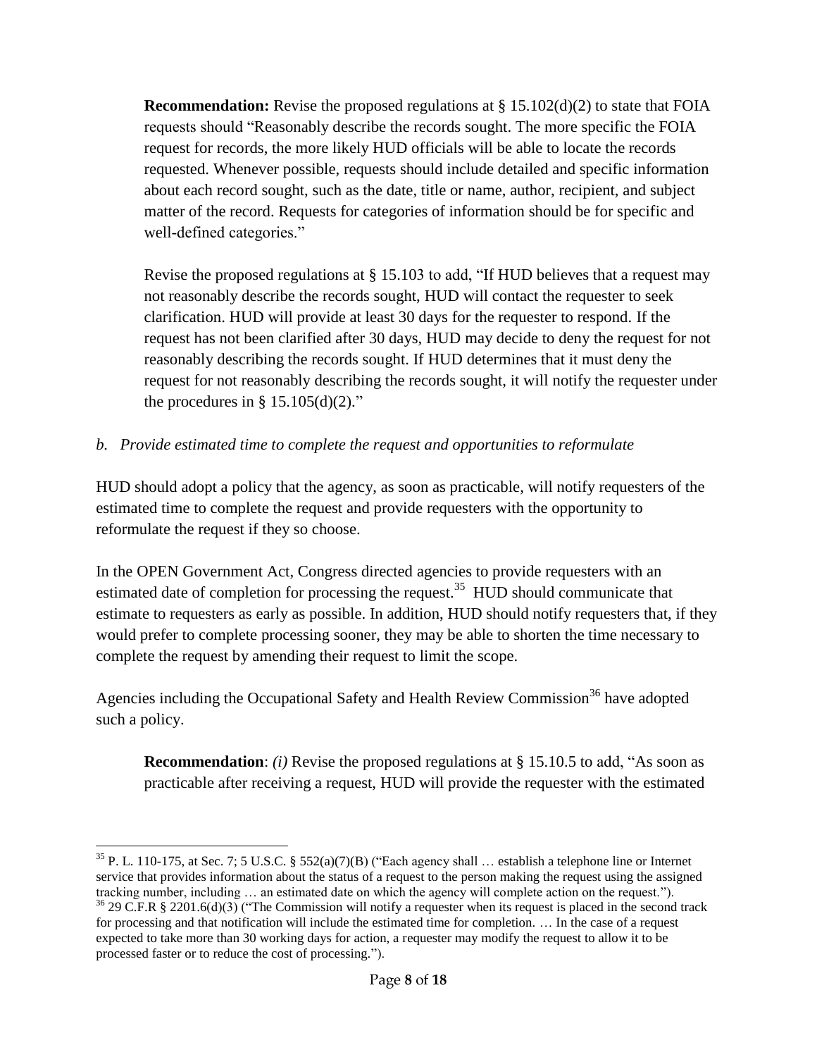**Recommendation:** Revise the proposed regulations at § 15.102(d)(2) to state that FOIA requests should "Reasonably describe the records sought. The more specific the FOIA request for records, the more likely HUD officials will be able to locate the records requested. Whenever possible, requests should include detailed and specific information about each record sought, such as the date, title or name, author, recipient, and subject matter of the record. Requests for categories of information should be for specific and well-defined categories."

Revise the proposed regulations at § 15.103 to add, "If HUD believes that a request may not reasonably describe the records sought, HUD will contact the requester to seek clarification. HUD will provide at least 30 days for the requester to respond. If the request has not been clarified after 30 days, HUD may decide to deny the request for not reasonably describing the records sought. If HUD determines that it must deny the request for not reasonably describing the records sought, it will notify the requester under the procedures in § 15.105(d)(2)."

*b. Provide estimated time to complete the request and opportunities to reformulate*

HUD should adopt a policy that the agency, as soon as practicable, will notify requesters of the estimated time to complete the request and provide requesters with the opportunity to reformulate the request if they so choose.

In the OPEN Government Act, Congress directed agencies to provide requesters with an estimated date of completion for processing the request.[35] HUD should communicate that estimate to requesters as early as possible. In addition, HUD should notify requesters that, if they would prefer to complete processing sooner, they may be able to shorten the time necessary to complete the request by amending their request to limit the scope.

Agencies including the Occupational Safety and Health Review Commission[36] have adopted such a policy.

**Recommendation**: *(i)* Revise the proposed regulations at § 15.10.5 to add, "As soon as practicable after receiving a request, HUD will provide the requester with the estimated

---

[35] P. L. 110-175, at Sec. 7; 5 U.S.C. § 552(a)(7)(B) ("Each agency shall … establish a telephone line or Internet service that provides information about the status of a request to the person making the request using the assigned tracking number, including … an estimated date on which the agency will complete action on the request.").

[36] 29 C.F.R § 2201.6(d)(3) ("The Commission will notify a requester when its request is placed in the second track for processing and that notification will include the estimated time for completion. … In the case of a request expected to take more than 30 working days for action, a requester may modify the request to allow it to be processed faster or to reduce the cost of processing.").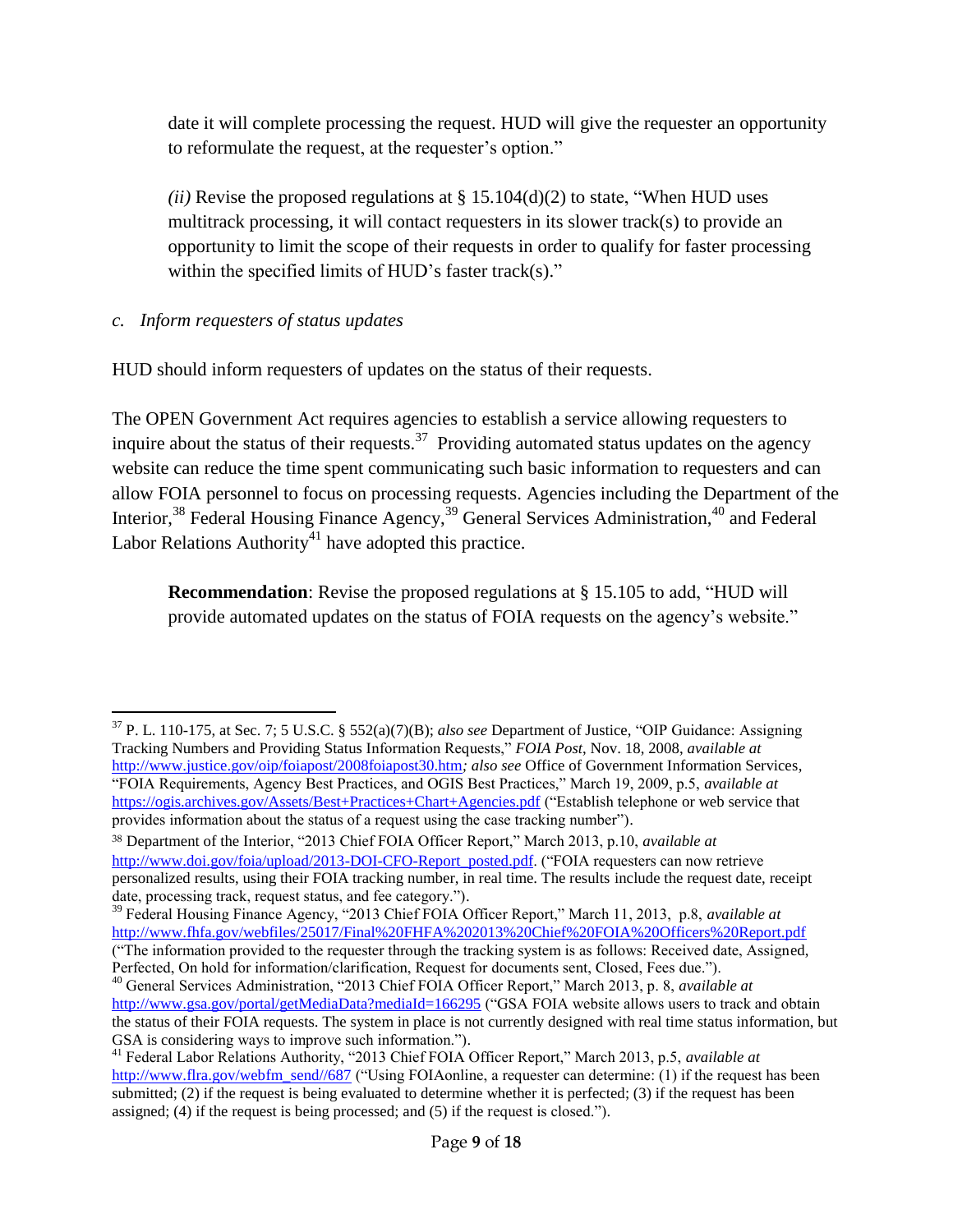date it will complete processing the request. HUD will give the requester an opportunity to reformulate the request, at the requester's option."

*(ii)* Revise the proposed regulations at § 15.104(d)(2) to state, "When HUD uses multitrack processing, it will contact requesters in its slower track(s) to provide an opportunity to limit the scope of their requests in order to qualify for faster processing within the specified limits of HUD's faster track(s)."

*c. Inform requesters of status updates*

HUD should inform requesters of updates on the status of their requests.

The OPEN Government Act requires agencies to establish a service allowing requesters to inquire about the status of their requests.[37] Providing automated status updates on the agency website can reduce the time spent communicating such basic information to requesters and can allow FOIA personnel to focus on processing requests. Agencies including the Department of the Interior,[38] Federal Housing Finance Agency,[39] General Services Administration,[40] and Federal Labor Relations Authority[41] have adopted this practice.

**Recommendation**: Revise the proposed regulations at § 15.105 to add, "HUD will provide automated updates on the status of FOIA requests on the agency's website."

---

[37] P. L. 110-175, at Sec. 7; 5 U.S.C. § 552(a)(7)(B); *also see* Department of Justice, "OIP Guidance: Assigning Tracking Numbers and Providing Status Information Requests," *FOIA Post*, Nov. 18, 2008, *available at* http://www.justice.gov/oip/foiapost/2008foiapost30.htm*; also see* Office of Government Information Services, "FOIA Requirements, Agency Best Practices, and OGIS Best Practices," March 19, 2009, p.5, *available at* https://ogis.archives.gov/Assets/Best+Practices+Chart+Agencies.pdf ("Establish telephone or web service that provides information about the status of a request using the case tracking number").

[38] Department of the Interior, "2013 Chief FOIA Officer Report," March 2013, p.10, *available at* http://www.doi.gov/foia/upload/2013-DOI-CFO-Report_posted.pdf. ("FOIA requesters can now retrieve personalized results, using their FOIA tracking number, in real time. The results include the request date, receipt date, processing track, request status, and fee category.").

[39] Federal Housing Finance Agency, "2013 Chief FOIA Officer Report," March 11, 2013, p.8, *available at* http://www.fhfa.gov/webfiles/25017/Final%20FHFA%202013%20Chief%20FOIA%20Officers%20Report.pdf ("The information provided to the requester through the tracking system is as follows: Received date, Assigned, Perfected, On hold for information/clarification, Request for documents sent, Closed, Fees due.").

[40] General Services Administration, "2013 Chief FOIA Officer Report," March 2013, p. 8, *available at* http://www.gsa.gov/portal/getMediaData?mediaId=166295 ("GSA FOIA website allows users to track and obtain the status of their FOIA requests. The system in place is not currently designed with real time status information, but GSA is considering ways to improve such information.").

[41] Federal Labor Relations Authority, "2013 Chief FOIA Officer Report," March 2013, p.5, *available at* http://www.flra.gov/webfm_send//687 ("Using FOIAonline, a requester can determine: (1) if the request has been submitted; (2) if the request is being evaluated to determine whether it is perfected; (3) if the request has been assigned; (4) if the request is being processed; and (5) if the request is closed.").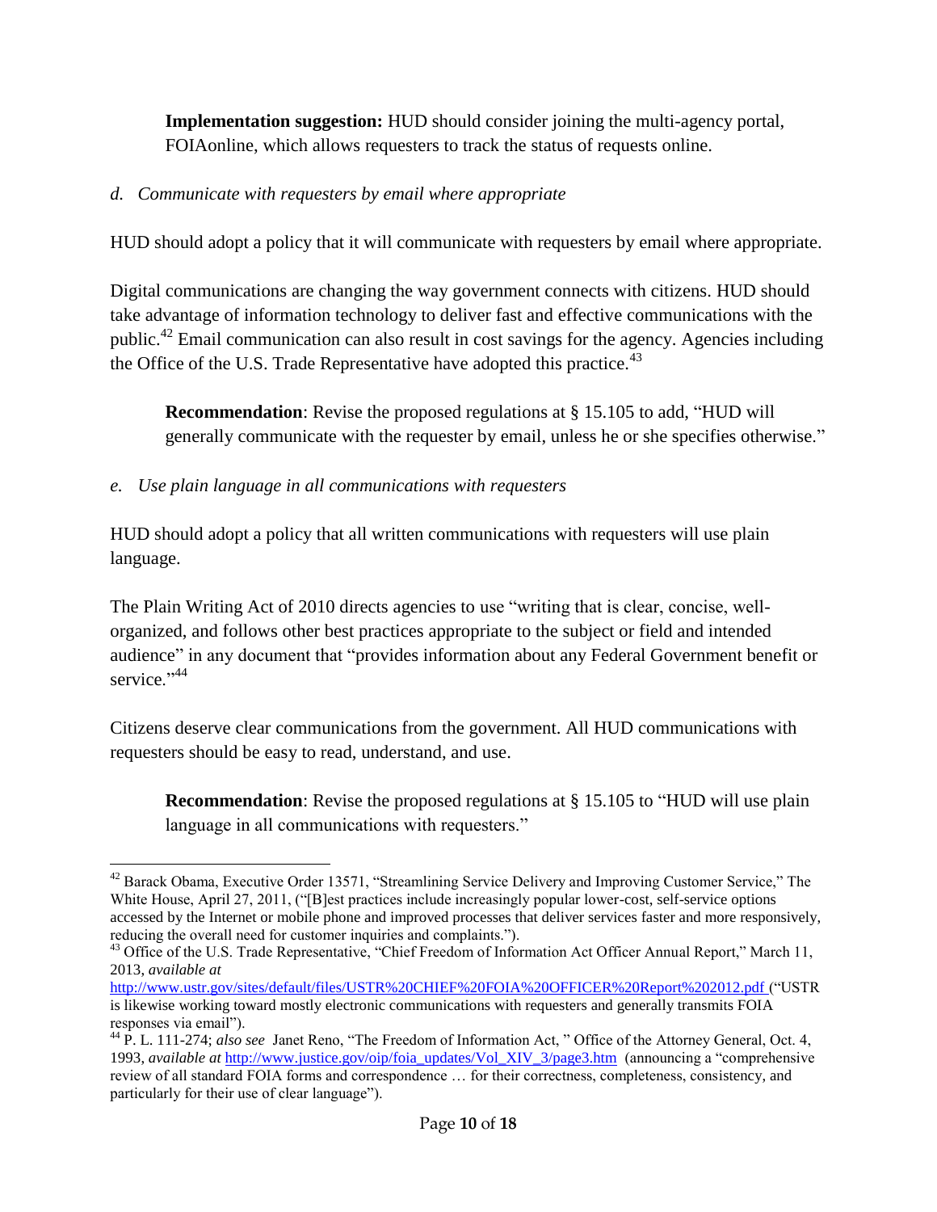**Implementation suggestion:** HUD should consider joining the multi-agency portal, FOIAonline, which allows requesters to track the status of requests online.

*d. Communicate with requesters by email where appropriate*

HUD should adopt a policy that it will communicate with requesters by email where appropriate.

Digital communications are changing the way government connects with citizens. HUD should take advantage of information technology to deliver fast and effective communications with the public.[42] Email communication can also result in cost savings for the agency. Agencies including the Office of the U.S. Trade Representative have adopted this practice.[43]

**Recommendation**: Revise the proposed regulations at § 15.105 to add, "HUD will generally communicate with the requester by email, unless he or she specifies otherwise."

*e. Use plain language in all communications with requesters*

HUD should adopt a policy that all written communications with requesters will use plain language.

The Plain Writing Act of 2010 directs agencies to use "writing that is clear, concise, well-organized, and follows other best practices appropriate to the subject or field and intended audience" in any document that "provides information about any Federal Government benefit or service."[44]

Citizens deserve clear communications from the government. All HUD communications with requesters should be easy to read, understand, and use.

**Recommendation**: Revise the proposed regulations at § 15.105 to "HUD will use plain language in all communications with requesters."

---

[42] Barack Obama, Executive Order 13571, "Streamlining Service Delivery and Improving Customer Service," The White House, April 27, 2011, ("[B]est practices include increasingly popular lower-cost, self-service options accessed by the Internet or mobile phone and improved processes that deliver services faster and more responsively, reducing the overall need for customer inquiries and complaints.").

[43] Office of the U.S. Trade Representative, "Chief Freedom of Information Act Officer Annual Report," March 11, 2013, *available at* http://www.ustr.gov/sites/default/files/USTR%20CHIEF%20FOIA%20OFFICER%20Report%202012.pdf ("USTR is likewise working toward mostly electronic communications with requesters and generally transmits FOIA responses via email").

[44] P. L. 111-274; *also see* Janet Reno, "The Freedom of Information Act, " Office of the Attorney General, Oct. 4, 1993, *available at* http://www.justice.gov/oip/foia_updates/Vol_XIV_3/page3.htm (announcing a "comprehensive review of all standard FOIA forms and correspondence … for their correctness, completeness, consistency, and particularly for their use of clear language").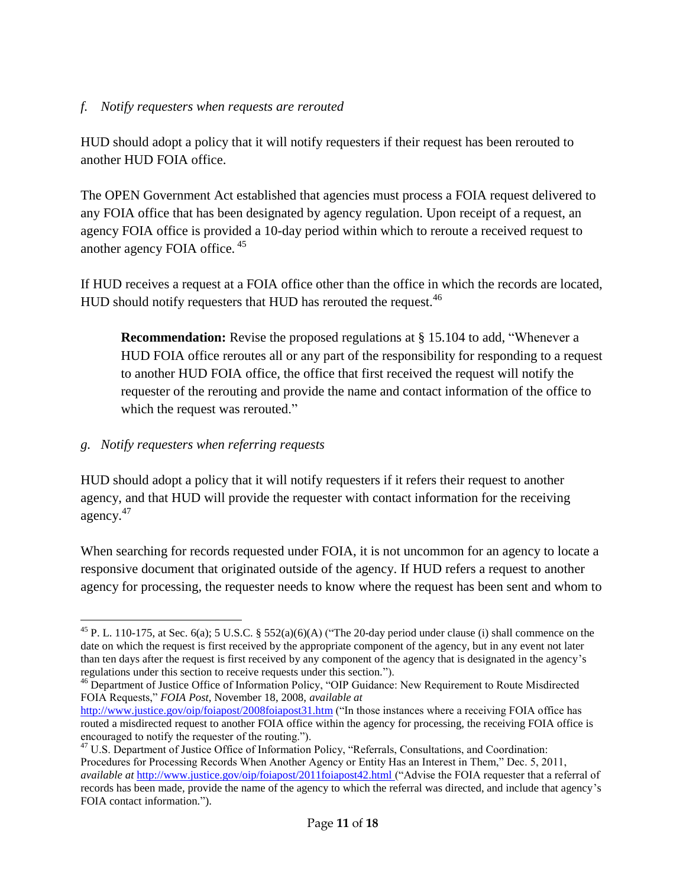*f. Notify requesters when requests are rerouted*

HUD should adopt a policy that it will notify requesters if their request has been rerouted to another HUD FOIA office.

The OPEN Government Act established that agencies must process a FOIA request delivered to any FOIA office that has been designated by agency regulation. Upon receipt of a request, an agency FOIA office is provided a 10-day period within which to reroute a received request to another agency FOIA office. [45]

If HUD receives a request at a FOIA office other than the office in which the records are located, HUD should notify requesters that HUD has rerouted the request.[46]

> **Recommendation:** Revise the proposed regulations at § 15.104 to add, "Whenever a HUD FOIA office reroutes all or any part of the responsibility for responding to a request to another HUD FOIA office, the office that first received the request will notify the requester of the rerouting and provide the name and contact information of the office to which the request was rerouted."

*g. Notify requesters when referring requests*

HUD should adopt a policy that it will notify requesters if it refers their request to another agency, and that HUD will provide the requester with contact information for the receiving agency.[47]

When searching for records requested under FOIA, it is not uncommon for an agency to locate a responsive document that originated outside of the agency. If HUD refers a request to another agency for processing, the requester needs to know where the request has been sent and whom to

---

[45] P. L. 110-175, at Sec. 6(a); 5 U.S.C. § 552(a)(6)(A) ("The 20-day period under clause (i) shall commence on the date on which the request is first received by the appropriate component of the agency, but in any event not later than ten days after the request is first received by any component of the agency that is designated in the agency's regulations under this section to receive requests under this section.").

[46] Department of Justice Office of Information Policy, "OIP Guidance: New Requirement to Route Misdirected FOIA Requests," *FOIA Post*, November 18, 2008, *available at* http://www.justice.gov/oip/foiapost/2008foiapost31.htm ("In those instances where a receiving FOIA office has routed a misdirected request to another FOIA office within the agency for processing, the receiving FOIA office is encouraged to notify the requester of the routing.").

[47] U.S. Department of Justice Office of Information Policy, "Referrals, Consultations, and Coordination: Procedures for Processing Records When Another Agency or Entity Has an Interest in Them," Dec. 5, 2011, *available at* http://www.justice.gov/oip/foiapost/2011foiapost42.html ("Advise the FOIA requester that a referral of records has been made, provide the name of the agency to which the referral was directed, and include that agency's FOIA contact information.").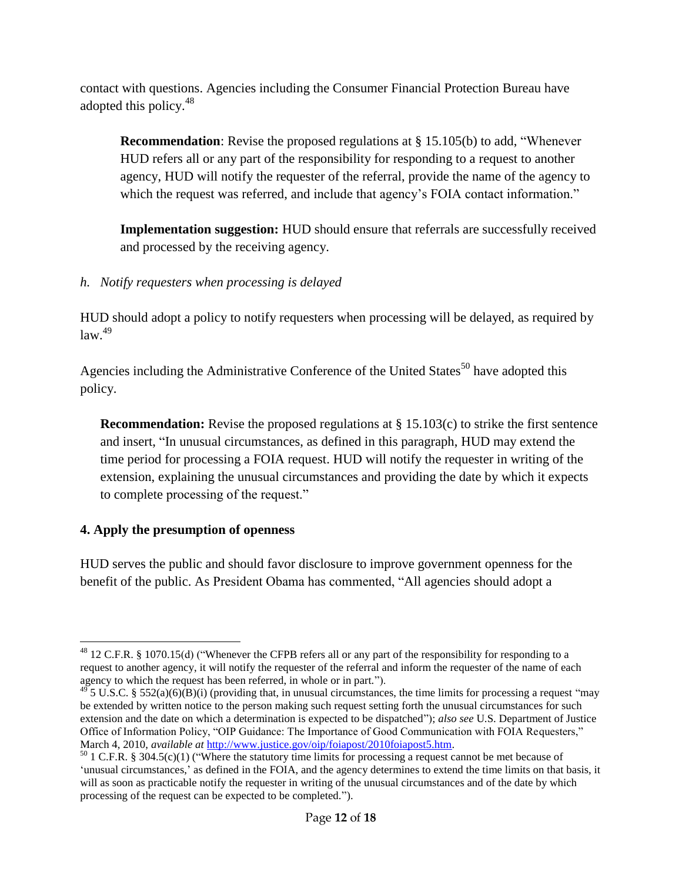contact with questions. Agencies including the Consumer Financial Protection Bureau have adopted this policy.[48]

> **Recommendation**: Revise the proposed regulations at § 15.105(b) to add, "Whenever HUD refers all or any part of the responsibility for responding to a request to another agency, HUD will notify the requester of the referral, provide the name of the agency to which the request was referred, and include that agency's FOIA contact information."
>
> **Implementation suggestion:** HUD should ensure that referrals are successfully received and processed by the receiving agency.

*h. Notify requesters when processing is delayed*

HUD should adopt a policy to notify requesters when processing will be delayed, as required by law.[49]

Agencies including the Administrative Conference of the United States[50] have adopted this policy.

> **Recommendation:** Revise the proposed regulations at § 15.103(c) to strike the first sentence and insert, "In unusual circumstances, as defined in this paragraph, HUD may extend the time period for processing a FOIA request. HUD will notify the requester in writing of the extension, explaining the unusual circumstances and providing the date by which it expects to complete processing of the request."

**4. Apply the presumption of openness**

HUD serves the public and should favor disclosure to improve government openness for the benefit of the public. As President Obama has commented, "All agencies should adopt a

---

[48] 12 C.F.R. § 1070.15(d) ("Whenever the CFPB refers all or any part of the responsibility for responding to a request to another agency, it will notify the requester of the referral and inform the requester of the name of each agency to which the request has been referred, in whole or in part.").

[49] 5 U.S.C. § 552(a)(6)(B)(i) (providing that, in unusual circumstances, the time limits for processing a request "may be extended by written notice to the person making such request setting forth the unusual circumstances for such extension and the date on which a determination is expected to be dispatched"); *also see* U.S. Department of Justice Office of Information Policy, "OIP Guidance: The Importance of Good Communication with FOIA Requesters," March 4, 2010, *available at* http://www.justice.gov/oip/foiapost/2010foiapost5.htm.

[50] 1 C.F.R. § 304.5(c)(1) ("Where the statutory time limits for processing a request cannot be met because of 'unusual circumstances,' as defined in the FOIA, and the agency determines to extend the time limits on that basis, it will as soon as practicable notify the requester in writing of the unusual circumstances and of the date by which processing of the request can be expected to be completed.").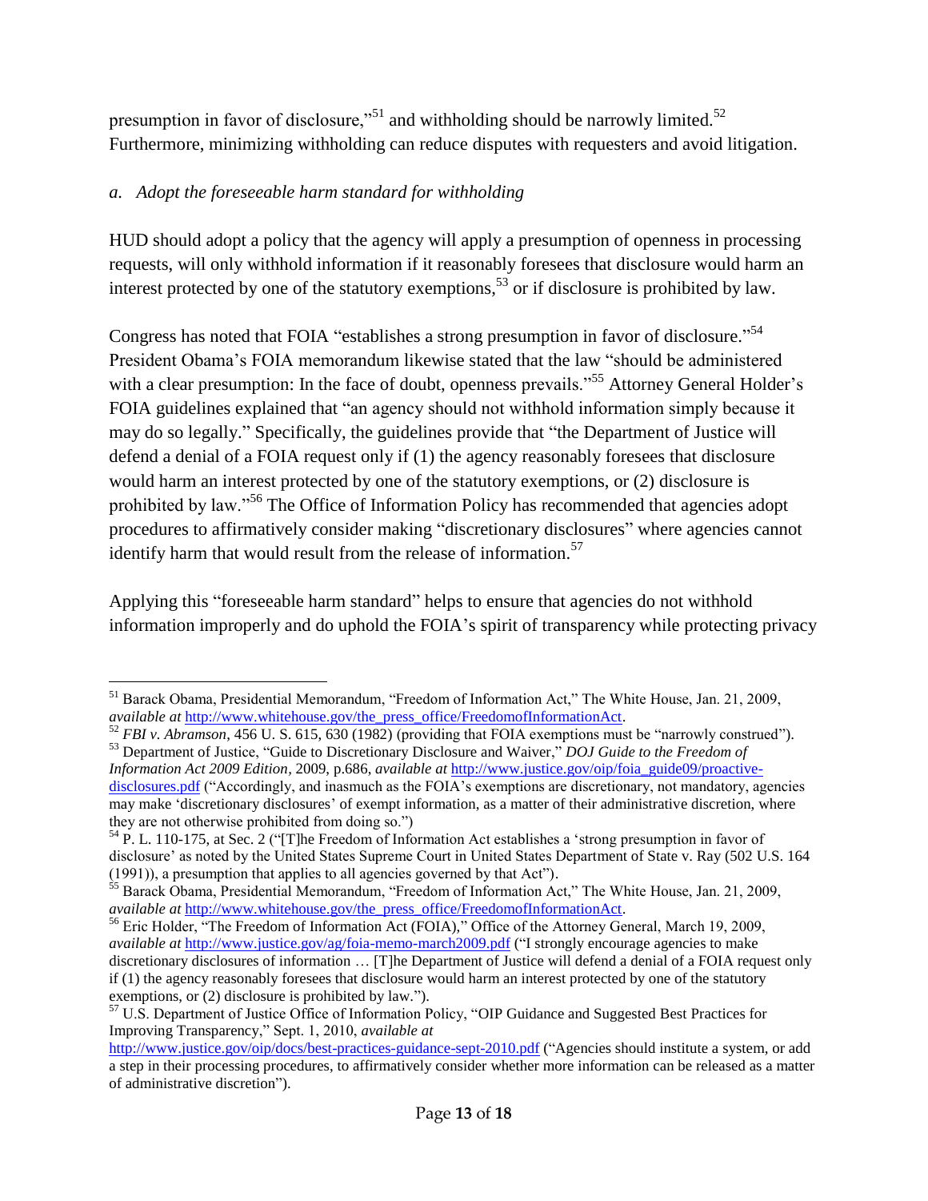presumption in favor of disclosure,"[51] and withholding should be narrowly limited.[52] Furthermore, minimizing withholding can reduce disputes with requesters and avoid litigation.

*a. Adopt the foreseeable harm standard for withholding*

HUD should adopt a policy that the agency will apply a presumption of openness in processing requests, will only withhold information if it reasonably foresees that disclosure would harm an interest protected by one of the statutory exemptions,[53] or if disclosure is prohibited by law.

Congress has noted that FOIA "establishes a strong presumption in favor of disclosure."[54] President Obama's FOIA memorandum likewise stated that the law "should be administered with a clear presumption: In the face of doubt, openness prevails."[55] Attorney General Holder's FOIA guidelines explained that "an agency should not withhold information simply because it may do so legally." Specifically, the guidelines provide that "the Department of Justice will defend a denial of a FOIA request only if (1) the agency reasonably foresees that disclosure would harm an interest protected by one of the statutory exemptions, or (2) disclosure is prohibited by law."[56] The Office of Information Policy has recommended that agencies adopt procedures to affirmatively consider making "discretionary disclosures" where agencies cannot identify harm that would result from the release of information.[57]

Applying this "foreseeable harm standard" helps to ensure that agencies do not withhold information improperly and do uphold the FOIA's spirit of transparency while protecting privacy

---

[51] Barack Obama, Presidential Memorandum, "Freedom of Information Act," The White House, Jan. 21, 2009, *available at* http://www.whitehouse.gov/the_press_office/FreedomofInformationAct.

[52] *FBI v. Abramson*, 456 U. S. 615, 630 (1982) (providing that FOIA exemptions must be "narrowly construed").

[53] Department of Justice, "Guide to Discretionary Disclosure and Waiver," *DOJ Guide to the Freedom of Information Act 2009 Edition*, 2009, p.686, *available at* http://www.justice.gov/oip/foia_guide09/proactive-disclosures.pdf ("Accordingly, and inasmuch as the FOIA's exemptions are discretionary, not mandatory, agencies may make 'discretionary disclosures' of exempt information, as a matter of their administrative discretion, where they are not otherwise prohibited from doing so.")

[54] P. L. 110-175, at Sec. 2 ("[T]he Freedom of Information Act establishes a 'strong presumption in favor of disclosure' as noted by the United States Supreme Court in United States Department of State v. Ray (502 U.S. 164 (1991)), a presumption that applies to all agencies governed by that Act").

[55] Barack Obama, Presidential Memorandum, "Freedom of Information Act," The White House, Jan. 21, 2009, *available at* http://www.whitehouse.gov/the_press_office/FreedomofInformationAct.

[56] Eric Holder, "The Freedom of Information Act (FOIA)," Office of the Attorney General, March 19, 2009, *available at* http://www.justice.gov/ag/foia-memo-march2009.pdf ("I strongly encourage agencies to make discretionary disclosures of information … [T]he Department of Justice will defend a denial of a FOIA request only if (1) the agency reasonably foresees that disclosure would harm an interest protected by one of the statutory exemptions, or (2) disclosure is prohibited by law.").

[57] U.S. Department of Justice Office of Information Policy, "OIP Guidance and Suggested Best Practices for Improving Transparency," Sept. 1, 2010, *available at* http://www.justice.gov/oip/docs/best-practices-guidance-sept-2010.pdf ("Agencies should institute a system, or add a step in their processing procedures, to affirmatively consider whether more information can be released as a matter of administrative discretion").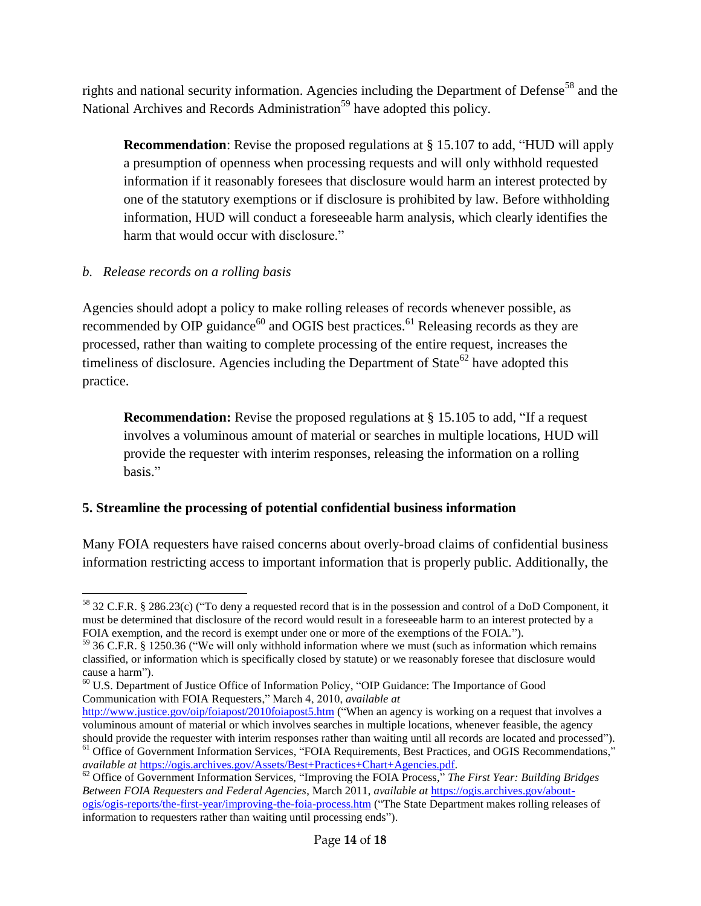rights and national security information. Agencies including the Department of Defense[58] and the National Archives and Records Administration[59] have adopted this policy.

> **Recommendation**: Revise the proposed regulations at § 15.107 to add, "HUD will apply a presumption of openness when processing requests and will only withhold requested information if it reasonably foresees that disclosure would harm an interest protected by one of the statutory exemptions or if disclosure is prohibited by law. Before withholding information, HUD will conduct a foreseeable harm analysis, which clearly identifies the harm that would occur with disclosure."

*b. Release records on a rolling basis*

Agencies should adopt a policy to make rolling releases of records whenever possible, as recommended by OIP guidance[60] and OGIS best practices.[61] Releasing records as they are processed, rather than waiting to complete processing of the entire request, increases the timeliness of disclosure. Agencies including the Department of State[62] have adopted this practice.

> **Recommendation:** Revise the proposed regulations at § 15.105 to add, "If a request involves a voluminous amount of material or searches in multiple locations, HUD will provide the requester with interim responses, releasing the information on a rolling basis."

**5. Streamline the processing of potential confidential business information**

Many FOIA requesters have raised concerns about overly-broad claims of confidential business information restricting access to important information that is properly public. Additionally, the

---

[58] 32 C.F.R. § 286.23(c) ("To deny a requested record that is in the possession and control of a DoD Component, it must be determined that disclosure of the record would result in a foreseeable harm to an interest protected by a FOIA exemption, and the record is exempt under one or more of the exemptions of the FOIA.").

[59] 36 C.F.R. § 1250.36 ("We will only withhold information where we must (such as information which remains classified, or information which is specifically closed by statute) or we reasonably foresee that disclosure would cause a harm").

[60] U.S. Department of Justice Office of Information Policy, "OIP Guidance: The Importance of Good Communication with FOIA Requesters," March 4, 2010, *available at* http://www.justice.gov/oip/foiapost/2010foiapost5.htm ("When an agency is working on a request that involves a voluminous amount of material or which involves searches in multiple locations, whenever feasible, the agency should provide the requester with interim responses rather than waiting until all records are located and processed").

[61] Office of Government Information Services, "FOIA Requirements, Best Practices, and OGIS Recommendations," *available at* https://ogis.archives.gov/Assets/Best+Practices+Chart+Agencies.pdf.

[62] Office of Government Information Services, "Improving the FOIA Process," *The First Year: Building Bridges Between FOIA Requesters and Federal Agencies*, March 2011, *available at* https://ogis.archives.gov/about-ogis/ogis-reports/the-first-year/improving-the-foia-process.htm ("The State Department makes rolling releases of information to requesters rather than waiting until processing ends").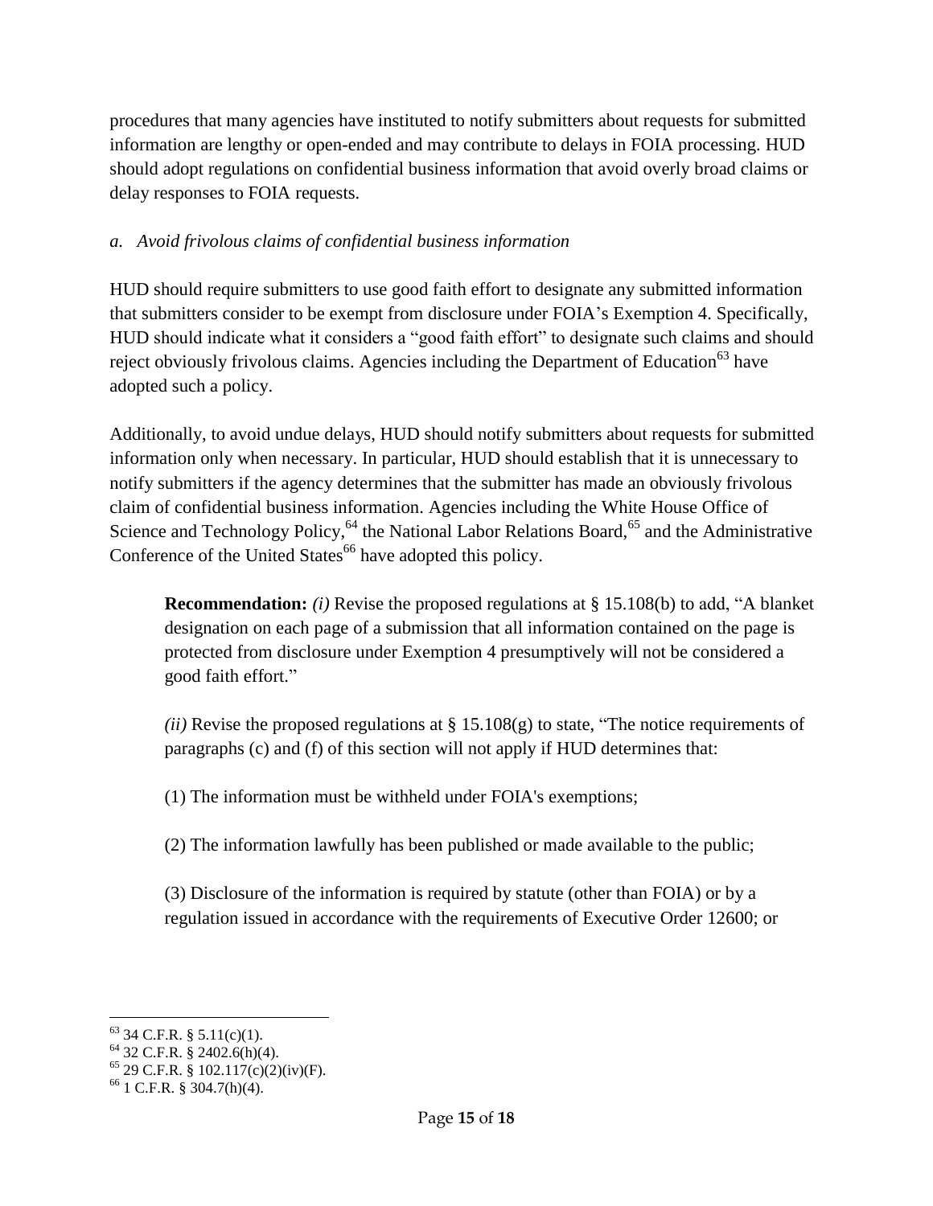procedures that many agencies have instituted to notify submitters about requests for submitted information are lengthy or open-ended and may contribute to delays in FOIA processing. HUD should adopt regulations on confidential business information that avoid overly broad claims or delay responses to FOIA requests.

*a. Avoid frivolous claims of confidential business information*

HUD should require submitters to use good faith effort to designate any submitted information that submitters consider to be exempt from disclosure under FOIA's Exemption 4. Specifically, HUD should indicate what it considers a "good faith effort" to designate such claims and should reject obviously frivolous claims. Agencies including the Department of Education[63] have adopted such a policy.

Additionally, to avoid undue delays, HUD should notify submitters about requests for submitted information only when necessary. In particular, HUD should establish that it is unnecessary to notify submitters if the agency determines that the submitter has made an obviously frivolous claim of confidential business information. Agencies including the White House Office of Science and Technology Policy,[64] the National Labor Relations Board,[65] and the Administrative Conference of the United States[66] have adopted this policy.

> **Recommendation:** *(i)* Revise the proposed regulations at § 15.108(b) to add, "A blanket designation on each page of a submission that all information contained on the page is protected from disclosure under Exemption 4 presumptively will not be considered a good faith effort."
>
> *(ii)* Revise the proposed regulations at § 15.108(g) to state, "The notice requirements of paragraphs (c) and (f) of this section will not apply if HUD determines that:
>
> (1) The information must be withheld under FOIA's exemptions;
>
> (2) The information lawfully has been published or made available to the public;
>
> (3) Disclosure of the information is required by statute (other than FOIA) or by a regulation issued in accordance with the requirements of Executive Order 12600; or

---

[63] 34 C.F.R. § 5.11(c)(1).

[64] 32 C.F.R. § 2402.6(h)(4).

[65] 29 C.F.R. § 102.117(c)(2)(iv)(F).

[66] 1 C.F.R. § 304.7(h)(4).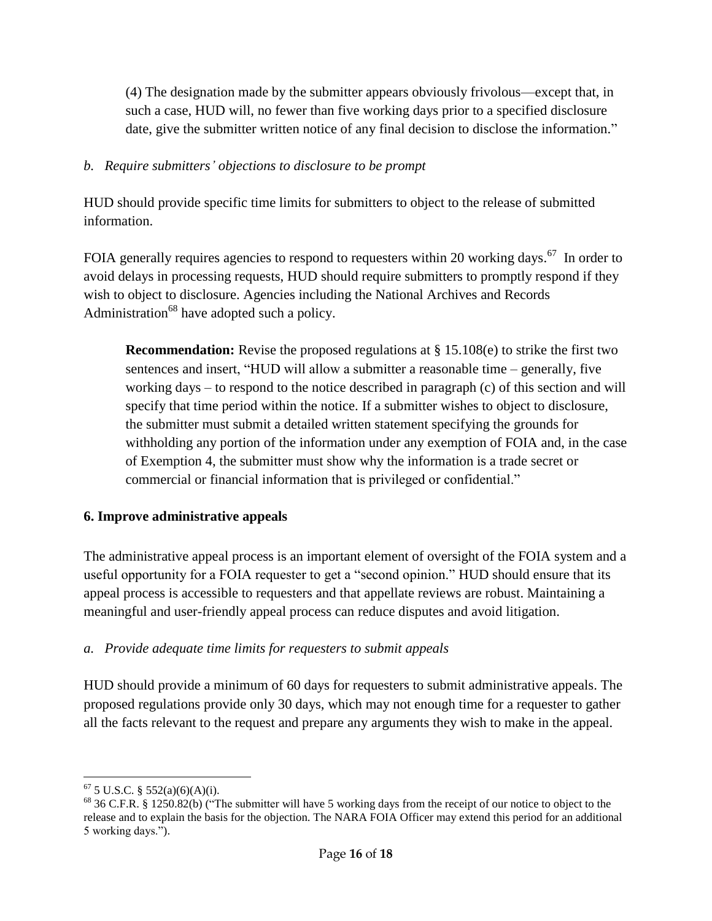> (4) The designation made by the submitter appears obviously frivolous—except that, in such a case, HUD will, no fewer than five working days prior to a specified disclosure date, give the submitter written notice of any final decision to disclose the information."

*b. Require submitters' objections to disclosure to be prompt*

HUD should provide specific time limits for submitters to object to the release of submitted information.

FOIA generally requires agencies to respond to requesters within 20 working days.[67] In order to avoid delays in processing requests, HUD should require submitters to promptly respond if they wish to object to disclosure. Agencies including the National Archives and Records Administration[68] have adopted such a policy.

> **Recommendation:** Revise the proposed regulations at § 15.108(e) to strike the first two sentences and insert, "HUD will allow a submitter a reasonable time – generally, five working days – to respond to the notice described in paragraph (c) of this section and will specify that time period within the notice. If a submitter wishes to object to disclosure, the submitter must submit a detailed written statement specifying the grounds for withholding any portion of the information under any exemption of FOIA and, in the case of Exemption 4, the submitter must show why the information is a trade secret or commercial or financial information that is privileged or confidential."

## 6. Improve administrative appeals

The administrative appeal process is an important element of oversight of the FOIA system and a useful opportunity for a FOIA requester to get a "second opinion." HUD should ensure that its appeal process is accessible to requesters and that appellate reviews are robust. Maintaining a meaningful and user-friendly appeal process can reduce disputes and avoid litigation.

*a. Provide adequate time limits for requesters to submit appeals*

HUD should provide a minimum of 60 days for requesters to submit administrative appeals. The proposed regulations provide only 30 days, which may not enough time for a requester to gather all the facts relevant to the request and prepare any arguments they wish to make in the appeal.

---

[67] 5 U.S.C. § 552(a)(6)(A)(i).

[68] 36 C.F.R. § 1250.82(b) ("The submitter will have 5 working days from the receipt of our notice to object to the release and to explain the basis for the objection. The NARA FOIA Officer may extend this period for an additional 5 working days.").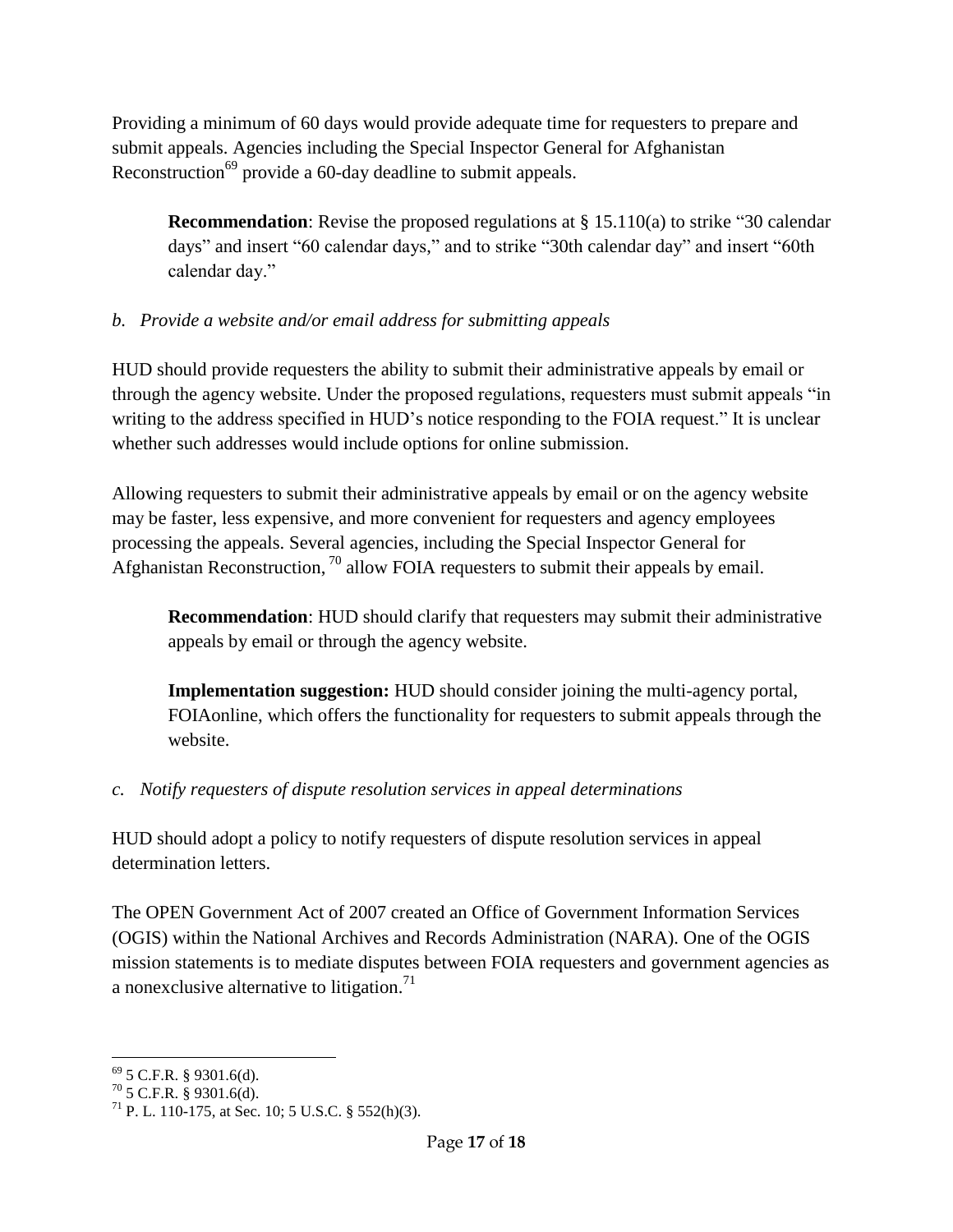Providing a minimum of 60 days would provide adequate time for requesters to prepare and submit appeals. Agencies including the Special Inspector General for Afghanistan Reconstruction[69] provide a 60-day deadline to submit appeals.

> **Recommendation**: Revise the proposed regulations at § 15.110(a) to strike "30 calendar days" and insert "60 calendar days," and to strike "30th calendar day" and insert "60th calendar day."

*b. Provide a website and/or email address for submitting appeals*

HUD should provide requesters the ability to submit their administrative appeals by email or through the agency website. Under the proposed regulations, requesters must submit appeals "in writing to the address specified in HUD's notice responding to the FOIA request." It is unclear whether such addresses would include options for online submission.

Allowing requesters to submit their administrative appeals by email or on the agency website may be faster, less expensive, and more convenient for requesters and agency employees processing the appeals. Several agencies, including the Special Inspector General for Afghanistan Reconstruction,[70] allow FOIA requesters to submit their appeals by email.

> **Recommendation**: HUD should clarify that requesters may submit their administrative appeals by email or through the agency website.
>
> **Implementation suggestion:** HUD should consider joining the multi-agency portal, FOIAonline, which offers the functionality for requesters to submit appeals through the website.

*c. Notify requesters of dispute resolution services in appeal determinations*

HUD should adopt a policy to notify requesters of dispute resolution services in appeal determination letters.

The OPEN Government Act of 2007 created an Office of Government Information Services (OGIS) within the National Archives and Records Administration (NARA). One of the OGIS mission statements is to mediate disputes between FOIA requesters and government agencies as a nonexclusive alternative to litigation.[71]

---

[69] 5 C.F.R. § 9301.6(d).

[70] 5 C.F.R. § 9301.6(d).

[71] P. L. 110-175, at Sec. 10; 5 U.S.C. § 552(h)(3).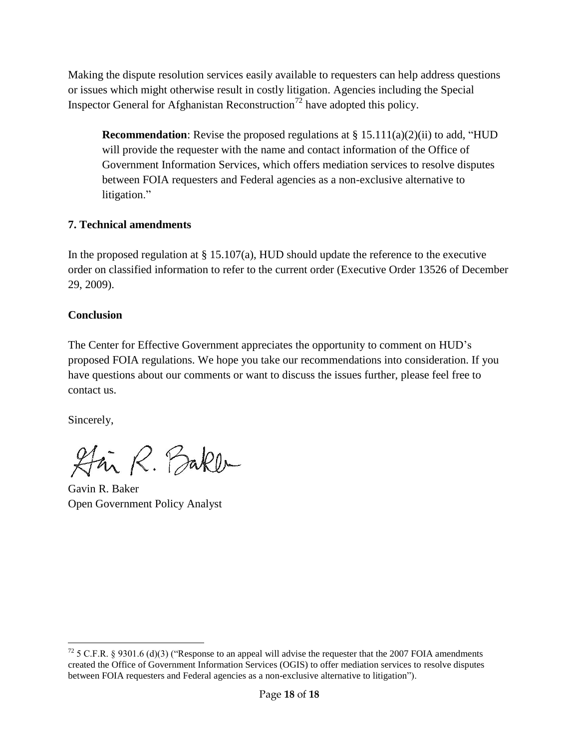Making the dispute resolution services easily available to requesters can help address questions or issues which might otherwise result in costly litigation. Agencies including the Special Inspector General for Afghanistan Reconstruction[72] have adopted this policy.

> **Recommendation**: Revise the proposed regulations at § 15.111(a)(2)(ii) to add, "HUD will provide the requester with the name and contact information of the Office of Government Information Services, which offers mediation services to resolve disputes between FOIA requesters and Federal agencies as a non-exclusive alternative to litigation."

### 7. Technical amendments

In the proposed regulation at § 15.107(a), HUD should update the reference to the executive order on classified information to refer to the current order (Executive Order 13526 of December 29, 2009).

### Conclusion

The Center for Effective Government appreciates the opportunity to comment on HUD's proposed FOIA regulations. We hope you take our recommendations into consideration. If you have questions about our comments or want to discuss the issues further, please feel free to contact us.

Sincerely,

Gavin R. Baker
Open Government Policy Analyst

---

[72] 5 C.F.R. § 9301.6 (d)(3) ("Response to an appeal will advise the requester that the 2007 FOIA amendments created the Office of Government Information Services (OGIS) to offer mediation services to resolve disputes between FOIA requesters and Federal agencies as a non-exclusive alternative to litigation").